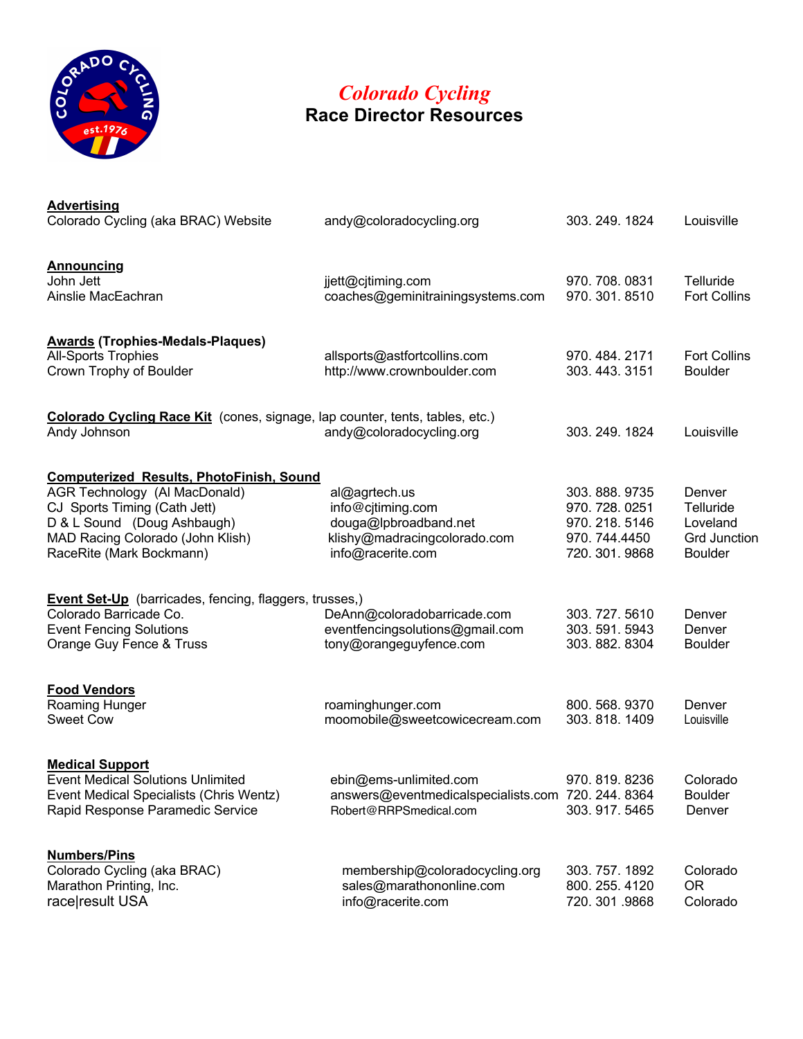# *Colorado Cycling*
## Race Director Resources

**Advertising**

| | | | |
|---|---|---|---|
| Colorado Cycling (aka BRAC) Website | andy@coloradocycling.org | 303. 249. 1824 | Louisville |

**Announcing**

| | | | |
|---|---|---|---|
| John Jett | jjett@cjtiming.com | 970. 708. 0831 | Telluride |
| Ainslie MacEachran | coaches@geminitrainingsystems.com | 970. 301. 8510 | Fort Collins |

**Awards (Trophies-Medals-Plaques)**

| | | | |
|---|---|---|---|
| All-Sports Trophies | allsports@astfortcollins.com | 970. 484. 2171 | Fort Collins |
| Crown Trophy of Boulder | http://www.crownboulder.com | 303. 443. 3151 | Boulder |

**Colorado Cycling Race Kit** (cones, signage, lap counter, tents, tables, etc.)

| | | | |
|---|---|---|---|
| Andy Johnson | andy@coloradocycling.org | 303. 249. 1824 | Louisville |

**Computerized Results, PhotoFinish, Sound**

| | | | |
|---|---|---|---|
| AGR Technology (Al MacDonald) | al@agrtech.us | 303. 888. 9735 | Denver |
| CJ Sports Timing (Cath Jett) | info@cjtiming.com | 970. 728. 0251 | Telluride |
| D & L Sound (Doug Ashbaugh) | douga@lpbroadband.net | 970. 218. 5146 | Loveland |
| MAD Racing Colorado (John Klish) | klishy@madracingcolorado.com | 970. 744.4450 | Grd Junction |
| RaceRite (Mark Bockmann) | info@racerite.com | 720. 301. 9868 | Boulder |

**Event Set-Up** (barricades, fencing, flaggers, trusses,)

| | | | |
|---|---|---|---|
| Colorado Barricade Co. | DeAnn@coloradobarricade.com | 303. 727. 5610 | Denver |
| Event Fencing Solutions | eventfencingsolutions@gmail.com | 303. 591. 5943 | Denver |
| Orange Guy Fence & Truss | tony@orangeguyfence.com | 303. 882. 8304 | Boulder |

**Food Vendors**

| | | | |
|---|---|---|---|
| Roaming Hunger | roaminghunger.com | 800. 568. 9370 | Denver |
| Sweet Cow | moomobile@sweetcowicecream.com | 303. 818. 1409 | Louisville |

**Medical Support**

| | | | |
|---|---|---|---|
| Event Medical Solutions Unlimited | ebin@ems-unlimited.com | 970. 819. 8236 | Colorado |
| Event Medical Specialists (Chris Wentz) | answers@eventmedicalspecialists.com | 720. 244. 8364 | Boulder |
| Rapid Response Paramedic Service | Robert@RRPSmedical.com | 303. 917. 5465 | Denver |

**Numbers/Pins**

| | | | |
|---|---|---|---|
| Colorado Cycling (aka BRAC) | membership@coloradocycling.org | 303. 757. 1892 | Colorado |
| Marathon Printing, Inc. | sales@marathononline.com | 800. 255. 4120 | OR |
| race\|result USA | info@racerite.com | 720. 301 .9868 | Colorado |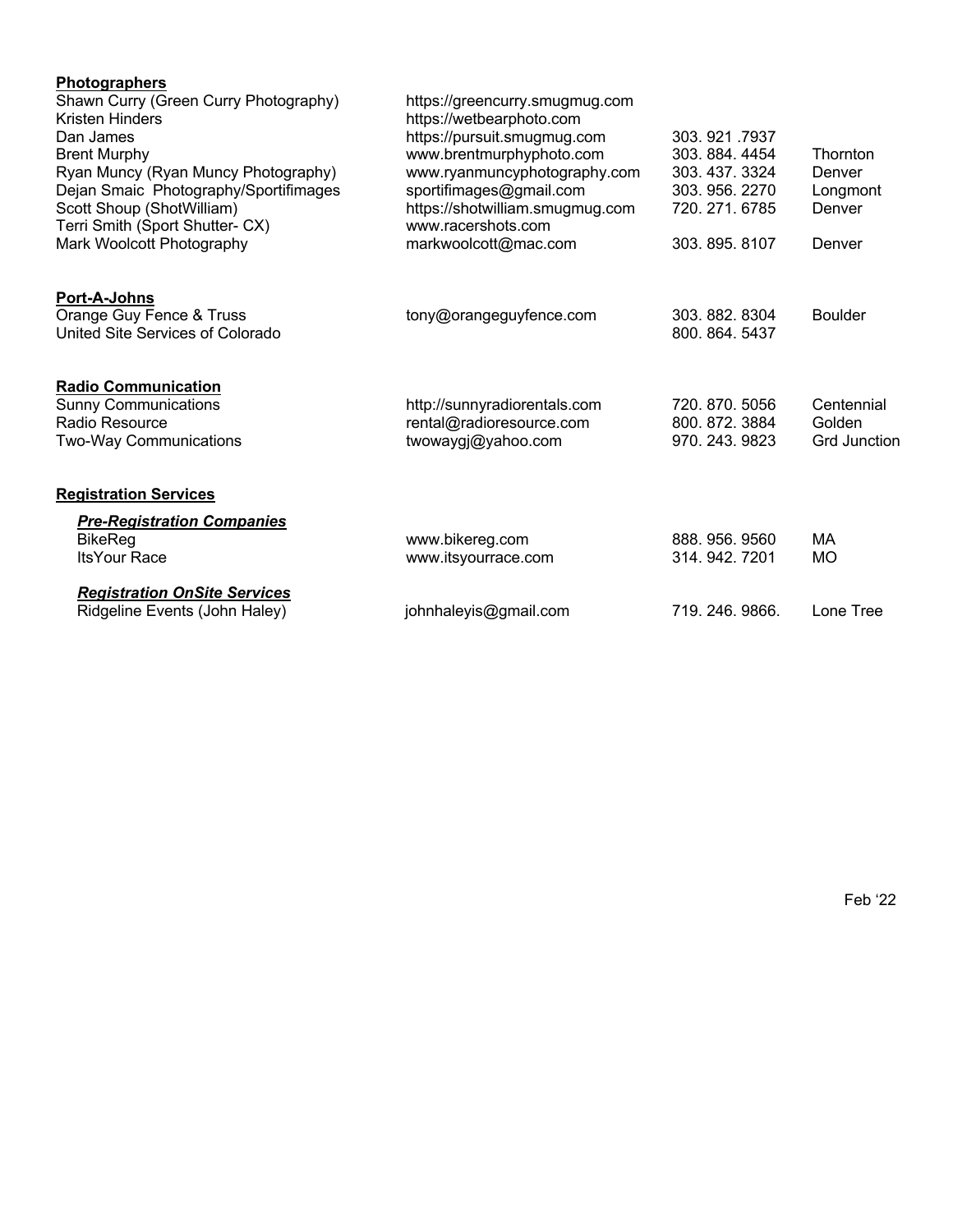**Photographers**

| | | | |
|---|---|---|---|
| Shawn Curry (Green Curry Photography) | https://greencurry.smugmug.com | | |
| Kristen Hinders | https://wetbearphoto.com | | |
| Dan James | https://pursuit.smugmug.com | 303. 921 .7937 | |
| Brent Murphy | www.brentmurphyphoto.com | 303. 884. 4454 | Thornton |
| Ryan Muncy (Ryan Muncy Photography) | www.ryanmuncyphotography.com | 303. 437. 3324 | Denver |
| Dejan Smaic Photography/Sportifimages | sportifimages@gmail.com | 303. 956. 2270 | Longmont |
| Scott Shoup (ShotWilliam) | https://shotwilliam.smugmug.com | 720. 271. 6785 | Denver |
| Terri Smith (Sport Shutter- CX) | www.racershots.com | | |
| Mark Woolcott Photography | markwoolcott@mac.com | 303. 895. 8107 | Denver |

**Port-A-Johns**

| | | | |
|---|---|---|---|
| Orange Guy Fence & Truss | tony@orangeguyfence.com | 303. 882. 8304 | Boulder |
| United Site Services of Colorado | | 800. 864. 5437 | |

**Radio Communication**

| | | | |
|---|---|---|---|
| Sunny Communications | http://sunnyradiorentals.com | 720. 870. 5056 | Centennial |
| Radio Resource | rental@radioresource.com | 800. 872. 3884 | Golden |
| Two-Way Communications | twowaygj@yahoo.com | 970. 243. 9823 | Grd Junction |

**Registration Services**

***Pre-Registration Companies***

| | | | |
|---|---|---|---|
| BikeReg | www.bikereg.com | 888. 956. 9560 | MA |
| ItsYour Race | www.itsyourrace.com | 314. 942. 7201 | MO |

***Registration OnSite Services***

| | | | |
|---|---|---|---|
| Ridgeline Events (John Haley) | johnhaleyis@gmail.com | 719. 246. 9866. | Lone Tree |

Feb '22